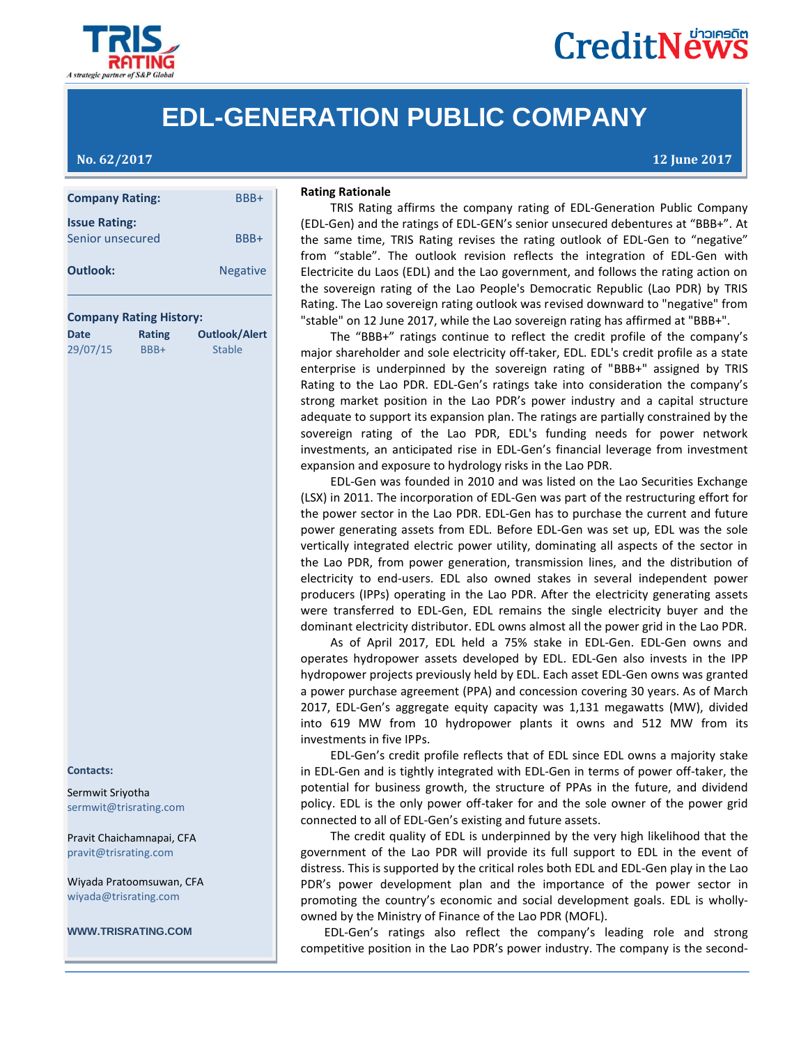# EDL-GENERATION PUBLIC COMPANY

**No. 62/2017** **12 June 2017**

**Company Rating:** BBB+

**Issue Rating:**
Senior unsecured BBB+

**Outlook:** Negative

**Company Rating History:**

| Date | Rating | Outlook/Alert |
|---|---|---|
| 29/07/15 | BBB+ | Stable |

**Contacts:**

Sermwit Sriyotha
sermwit@trisrating.com

Pravit Chaichamnapai, CFA
pravit@trisrating.com

Wiyada Pratoomsuwan, CFA
wiyada@trisrating.com

**WWW.TRISRATING.COM**

## Rating Rationale

TRIS Rating affirms the company rating of EDL-Generation Public Company (EDL-Gen) and the ratings of EDL-GEN's senior unsecured debentures at "BBB+". At the same time, TRIS Rating revises the rating outlook of EDL-Gen to "negative" from "stable". The outlook revision reflects the integration of EDL-Gen with Electricite du Laos (EDL) and the Lao government, and follows the rating action on the sovereign rating of the Lao People's Democratic Republic (Lao PDR) by TRIS Rating. The Lao sovereign rating outlook was revised downward to "negative" from "stable" on 12 June 2017, while the Lao sovereign rating has affirmed at "BBB+".

The "BBB+" ratings continue to reflect the credit profile of the company's major shareholder and sole electricity off-taker, EDL. EDL's credit profile as a state enterprise is underpinned by the sovereign rating of "BBB+" assigned by TRIS Rating to the Lao PDR. EDL-Gen's ratings take into consideration the company's strong market position in the Lao PDR's power industry and a capital structure adequate to support its expansion plan. The ratings are partially constrained by the sovereign rating of the Lao PDR, EDL's funding needs for power network investments, an anticipated rise in EDL-Gen's financial leverage from investment expansion and exposure to hydrology risks in the Lao PDR.

EDL-Gen was founded in 2010 and was listed on the Lao Securities Exchange (LSX) in 2011. The incorporation of EDL-Gen was part of the restructuring effort for the power sector in the Lao PDR. EDL-Gen has to purchase the current and future power generating assets from EDL. Before EDL-Gen was set up, EDL was the sole vertically integrated electric power utility, dominating all aspects of the sector in the Lao PDR, from power generation, transmission lines, and the distribution of electricity to end-users. EDL also owned stakes in several independent power producers (IPPs) operating in the Lao PDR. After the electricity generating assets were transferred to EDL-Gen, EDL remains the single electricity buyer and the dominant electricity distributor. EDL owns almost all the power grid in the Lao PDR.

As of April 2017, EDL held a 75% stake in EDL-Gen. EDL-Gen owns and operates hydropower assets developed by EDL. EDL-Gen also invests in the IPP hydropower projects previously held by EDL. Each asset EDL-Gen owns was granted a power purchase agreement (PPA) and concession covering 30 years. As of March 2017, EDL-Gen's aggregate equity capacity was 1,131 megawatts (MW), divided into 619 MW from 10 hydropower plants it owns and 512 MW from its investments in five IPPs.

EDL-Gen's credit profile reflects that of EDL since EDL owns a majority stake in EDL-Gen and is tightly integrated with EDL-Gen in terms of power off-taker, the potential for business growth, the structure of PPAs in the future, and dividend policy. EDL is the only power off-taker for and the sole owner of the power grid connected to all of EDL-Gen's existing and future assets.

The credit quality of EDL is underpinned by the very high likelihood that the government of the Lao PDR will provide its full support to EDL in the event of distress. This is supported by the critical roles both EDL and EDL-Gen play in the Lao PDR's power development plan and the importance of the power sector in promoting the country's economic and social development goals. EDL is wholly-owned by the Ministry of Finance of the Lao PDR (MOFL).

EDL-Gen's ratings also reflect the company's leading role and strong competitive position in the Lao PDR's power industry. The company is the second-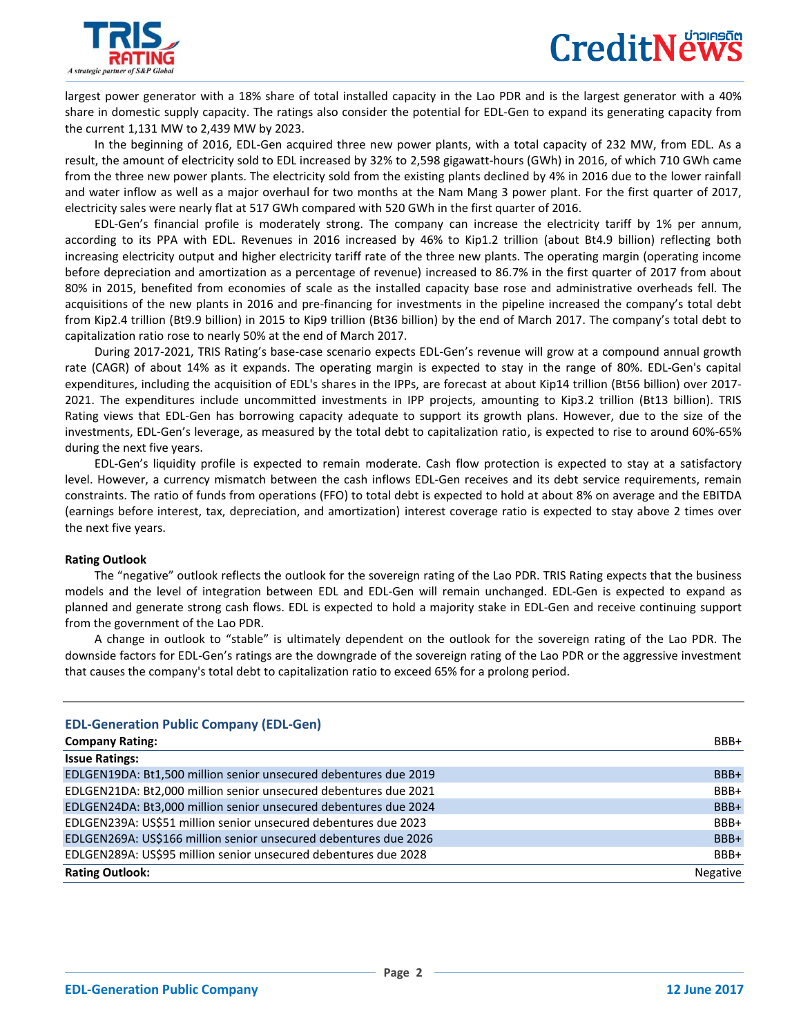largest power generator with a 18% share of total installed capacity in the Lao PDR and is the largest generator with a 40% share in domestic supply capacity. The ratings also consider the potential for EDL-Gen to expand its generating capacity from the current 1,131 MW to 2,439 MW by 2023.

In the beginning of 2016, EDL-Gen acquired three new power plants, with a total capacity of 232 MW, from EDL. As a result, the amount of electricity sold to EDL increased by 32% to 2,598 gigawatt-hours (GWh) in 2016, of which 710 GWh came from the three new power plants. The electricity sold from the existing plants declined by 4% in 2016 due to the lower rainfall and water inflow as well as a major overhaul for two months at the Nam Mang 3 power plant. For the first quarter of 2017, electricity sales were nearly flat at 517 GWh compared with 520 GWh in the first quarter of 2016.

EDL-Gen's financial profile is moderately strong. The company can increase the electricity tariff by 1% per annum, according to its PPA with EDL. Revenues in 2016 increased by 46% to Kip1.2 trillion (about Bt4.9 billion) reflecting both increasing electricity output and higher electricity tariff rate of the three new plants. The operating margin (operating income before depreciation and amortization as a percentage of revenue) increased to 86.7% in the first quarter of 2017 from about 80% in 2015, benefited from economies of scale as the installed capacity base rose and administrative overheads fell. The acquisitions of the new plants in 2016 and pre-financing for investments in the pipeline increased the company's total debt from Kip2.4 trillion (Bt9.9 billion) in 2015 to Kip9 trillion (Bt36 billion) by the end of March 2017. The company's total debt to capitalization ratio rose to nearly 50% at the end of March 2017.

During 2017-2021, TRIS Rating's base-case scenario expects EDL-Gen's revenue will grow at a compound annual growth rate (CAGR) of about 14% as it expands. The operating margin is expected to stay in the range of 80%. EDL-Gen's capital expenditures, including the acquisition of EDL's shares in the IPPs, are forecast at about Kip14 trillion (Bt56 billion) over 2017-2021. The expenditures include uncommitted investments in IPP projects, amounting to Kip3.2 trillion (Bt13 billion). TRIS Rating views that EDL-Gen has borrowing capacity adequate to support its growth plans. However, due to the size of the investments, EDL-Gen's leverage, as measured by the total debt to capitalization ratio, is expected to rise to around 60%-65% during the next five years.

EDL-Gen's liquidity profile is expected to remain moderate. Cash flow protection is expected to stay at a satisfactory level. However, a currency mismatch between the cash inflows EDL-Gen receives and its debt service requirements, remain constraints. The ratio of funds from operations (FFO) to total debt is expected to hold at about 8% on average and the EBITDA (earnings before interest, tax, depreciation, and amortization) interest coverage ratio is expected to stay above 2 times over the next five years.

**Rating Outlook**

The "negative" outlook reflects the outlook for the sovereign rating of the Lao PDR. TRIS Rating expects that the business models and the level of integration between EDL and EDL-Gen will remain unchanged. EDL-Gen is expected to expand as planned and generate strong cash flows. EDL is expected to hold a majority stake in EDL-Gen and receive continuing support from the government of the Lao PDR.

A change in outlook to "stable" is ultimately dependent on the outlook for the sovereign rating of the Lao PDR. The downside factors for EDL-Gen's ratings are the downgrade of the sovereign rating of the Lao PDR or the aggressive investment that causes the company's total debt to capitalization ratio to exceed 65% for a prolong period.

## EDL-Generation Public Company (EDL-Gen)

| **Company Rating:** | BBB+ |
|---|---|
| **Issue Ratings:** | |
| EDLGEN19DA: Bt1,500 million senior unsecured debentures due 2019 | BBB+ |
| EDLGEN21DA: Bt2,000 million senior unsecured debentures due 2021 | BBB+ |
| EDLGEN24DA: Bt3,000 million senior unsecured debentures due 2024 | BBB+ |
| EDLGEN239A: US$51 million senior unsecured debentures due 2023 | BBB+ |
| EDLGEN269A: US$166 million senior unsecured debentures due 2026 | BBB+ |
| EDLGEN289A: US$95 million senior unsecured debentures due 2028 | BBB+ |
| **Rating Outlook:** | Negative |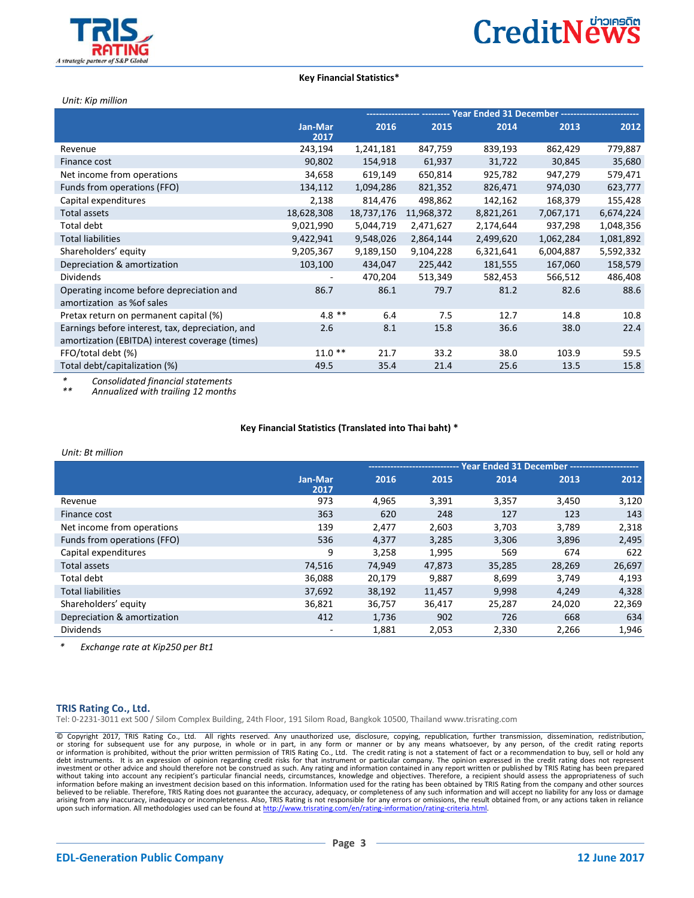**Key Financial Statistics***

*Unit: Kip million*

| | Jan-Mar 2017 | ----------------- --------- Year Ended 31 December ------------------------- 2016 | 2015 | 2014 | 2013 | 2012 |
|---|---|---|---|---|---|---|
| Revenue | 243,194 | 1,241,181 | 847,759 | 839,193 | 862,429 | 779,887 |
| Finance cost | 90,802 | 154,918 | 61,937 | 31,722 | 30,845 | 35,680 |
| Net income from operations | 34,658 | 619,149 | 650,814 | 925,782 | 947,279 | 579,471 |
| Funds from operations (FFO) | 134,112 | 1,094,286 | 821,352 | 826,471 | 974,030 | 623,777 |
| Capital expenditures | 2,138 | 814,476 | 498,862 | 142,162 | 168,379 | 155,428 |
| Total assets | 18,628,308 | 18,737,176 | 11,968,372 | 8,821,261 | 7,067,171 | 6,674,224 |
| Total debt | 9,021,990 | 5,044,719 | 2,471,627 | 2,174,644 | 937,298 | 1,048,356 |
| Total liabilities | 9,422,941 | 9,548,026 | 2,864,144 | 2,499,620 | 1,062,284 | 1,081,892 |
| Shareholders' equity | 9,205,367 | 9,189,150 | 9,104,228 | 6,321,641 | 6,004,887 | 5,592,332 |
| Depreciation & amortization | 103,100 | 434,047 | 225,442 | 181,555 | 167,060 | 158,579 |
| Dividends | - | 470,204 | 513,349 | 582,453 | 566,512 | 486,408 |
| Operating income before depreciation and amortization as %of sales | 86.7 | 86.1 | 79.7 | 81.2 | 82.6 | 88.6 |
| Pretax return on permanent capital (%) | 4.8 ** | 6.4 | 7.5 | 12.7 | 14.8 | 10.8 |
| Earnings before interest, tax, depreciation, and amortization (EBITDA) interest coverage (times) | 2.6 | 8.1 | 15.8 | 36.6 | 38.0 | 22.4 |
| FFO/total debt (%) | 11.0 ** | 21.7 | 33.2 | 38.0 | 103.9 | 59.5 |
| Total debt/capitalization (%) | 49.5 | 35.4 | 21.4 | 25.6 | 13.5 | 15.8 |

\* *Consolidated financial statements*
\** *Annualized with trailing 12 months*

**Key Financial Statistics (Translated into Thai baht) ***

*Unit: Bt million*

| | Jan-Mar 2017 | ---------------------------- Year Ended 31 December --------------------- 2016 | 2015 | 2014 | 2013 | 2012 |
|---|---|---|---|---|---|---|
| Revenue | 973 | 4,965 | 3,391 | 3,357 | 3,450 | 3,120 |
| Finance cost | 363 | 620 | 248 | 127 | 123 | 143 |
| Net income from operations | 139 | 2,477 | 2,603 | 3,703 | 3,789 | 2,318 |
| Funds from operations (FFO) | 536 | 4,377 | 3,285 | 3,306 | 3,896 | 2,495 |
| Capital expenditures | 9 | 3,258 | 1,995 | 569 | 674 | 622 |
| Total assets | 74,516 | 74,949 | 47,873 | 35,285 | 28,269 | 26,697 |
| Total debt | 36,088 | 20,179 | 9,887 | 8,699 | 3,749 | 4,193 |
| Total liabilities | 37,692 | 38,192 | 11,457 | 9,998 | 4,249 | 4,328 |
| Shareholders' equity | 36,821 | 36,757 | 36,417 | 25,287 | 24,020 | 22,369 |
| Depreciation & amortization | 412 | 1,736 | 902 | 726 | 668 | 634 |
| Dividends | - | 1,881 | 2,053 | 2,330 | 2,266 | 1,946 |

\* *Exchange rate at Kip250 per Bt1*

**TRIS Rating Co., Ltd.**
Tel: 0-2231-3011 ext 500 / Silom Complex Building, 24th Floor, 191 Silom Road, Bangkok 10500, Thailand www.trisrating.com

© Copyright 2017, TRIS Rating Co., Ltd. All rights reserved. Any unauthorized use, disclosure, copying, republication, further transmission, dissemination, redistribution, or storing for subsequent use for any purpose, in whole or in part, in any form or manner or by any means whatsoever, by any person, of the credit rating reports or information is prohibited, without the prior written permission of TRIS Rating Co., Ltd. The credit rating is not a statement of fact or a recommendation to buy, sell or hold any debt instruments. It is an expression of opinion regarding credit risks for that instrument or particular company. The opinion expressed in the credit rating does not represent investment or other advice and should therefore not be construed as such. Any rating and information contained in any report written or published by TRIS Rating has been prepared without taking into account any recipient's particular financial needs, circumstances, knowledge and objectives. Therefore, a recipient should assess the appropriateness of such information before making an investment decision based on this information. Information used for the rating has been obtained by TRIS Rating from the company and other sources believed to be reliable. Therefore, TRIS Rating does not guarantee the accuracy, adequacy, or completeness of any such information and will accept no liability for any loss or damage arising from any inaccuracy, inadequacy or incompleteness. Also, TRIS Rating is not responsible for any errors or omissions, the result obtained from, or any actions taken in reliance upon such information. All methodologies used can be found at http://www.trisrating.com/en/rating-information/rating-criteria.html.